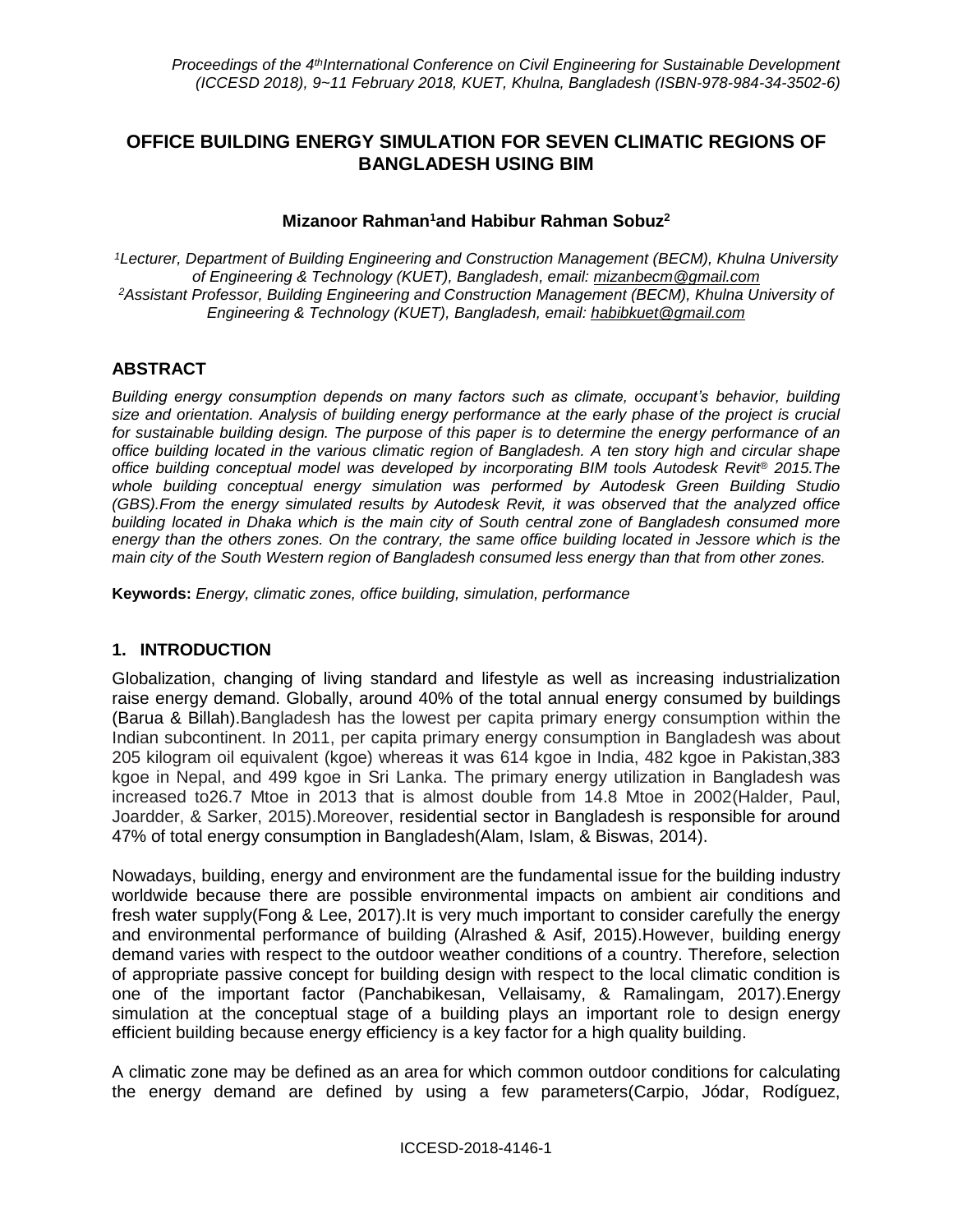# OFFICE BUILDING ENERGY SIMULATION FOR SEVEN CLIMATIC REGIONS OF BANGLADESH USING BIM

**Mizanoor Rahman[1] and Habibur Rahman Sobuz[2]**

*[1]Lecturer, Department of Building Engineering and Construction Management (BECM), Khulna University of Engineering & Technology (KUET), Bangladesh, email: mizanbecm@gmail.com*
*[2]Assistant Professor, Building Engineering and Construction Management (BECM), Khulna University of Engineering & Technology (KUET), Bangladesh, email: habibkuet@gmail.com*

## ABSTRACT

*Building energy consumption depends on many factors such as climate, occupant's behavior, building size and orientation. Analysis of building energy performance at the early phase of the project is crucial for sustainable building design. The purpose of this paper is to determine the energy performance of an office building located in the various climatic region of Bangladesh. A ten story high and circular shape office building conceptual model was developed by incorporating BIM tools Autodesk Revit® 2015.The whole building conceptual energy simulation was performed by Autodesk Green Building Studio (GBS).From the energy simulated results by Autodesk Revit, it was observed that the analyzed office building located in Dhaka which is the main city of South central zone of Bangladesh consumed more energy than the others zones. On the contrary, the same office building located in Jessore which is the main city of the South Western region of Bangladesh consumed less energy than that from other zones.*

**Keywords:** *Energy, climatic zones, office building, simulation, performance*

## 1. INTRODUCTION

Globalization, changing of living standard and lifestyle as well as increasing industrialization raise energy demand. Globally, around 40% of the total annual energy consumed by buildings (Barua & Billah).Bangladesh has the lowest per capita primary energy consumption within the Indian subcontinent. In 2011, per capita primary energy consumption in Bangladesh was about 205 kilogram oil equivalent (kgoe) whereas it was 614 kgoe in India, 482 kgoe in Pakistan,383 kgoe in Nepal, and 499 kgoe in Sri Lanka. The primary energy utilization in Bangladesh was increased to26.7 Mtoe in 2013 that is almost double from 14.8 Mtoe in 2002(Halder, Paul, Joardder, & Sarker, 2015).Moreover, residential sector in Bangladesh is responsible for around 47% of total energy consumption in Bangladesh(Alam, Islam, & Biswas, 2014).

Nowadays, building, energy and environment are the fundamental issue for the building industry worldwide because there are possible environmental impacts on ambient air conditions and fresh water supply(Fong & Lee, 2017).It is very much important to consider carefully the energy and environmental performance of building (Alrashed & Asif, 2015).However, building energy demand varies with respect to the outdoor weather conditions of a country. Therefore, selection of appropriate passive concept for building design with respect to the local climatic condition is one of the important factor (Panchabikesan, Vellaisamy, & Ramalingam, 2017).Energy simulation at the conceptual stage of a building plays an important role to design energy efficient building because energy efficiency is a key factor for a high quality building.

A climatic zone may be defined as an area for which common outdoor conditions for calculating the energy demand are defined by using a few parameters(Carpio, Jódar, Rodíguez,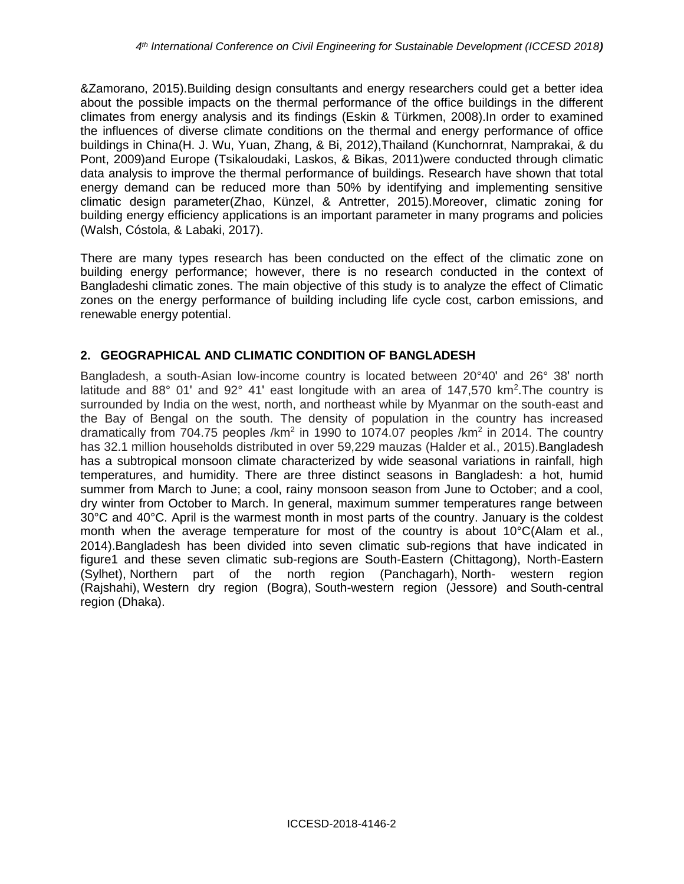&Zamorano, 2015).Building design consultants and energy researchers could get a better idea about the possible impacts on the thermal performance of the office buildings in the different climates from energy analysis and its findings (Eskin & Türkmen, 2008).In order to examined the influences of diverse climate conditions on the thermal and energy performance of office buildings in China(H. J. Wu, Yuan, Zhang, & Bi, 2012),Thailand (Kunchornrat, Namprakai, & du Pont, 2009)and Europe (Tsikaloudaki, Laskos, & Bikas, 2011)were conducted through climatic data analysis to improve the thermal performance of buildings. Research have shown that total energy demand can be reduced more than 50% by identifying and implementing sensitive climatic design parameter(Zhao, Künzel, & Antretter, 2015).Moreover, climatic zoning for building energy efficiency applications is an important parameter in many programs and policies (Walsh, Cóstola, & Labaki, 2017).

There are many types research has been conducted on the effect of the climatic zone on building energy performance; however, there is no research conducted in the context of Bangladeshi climatic zones. The main objective of this study is to analyze the effect of Climatic zones on the energy performance of building including life cycle cost, carbon emissions, and renewable energy potential.

## 2. GEOGRAPHICAL AND CLIMATIC CONDITION OF BANGLADESH

Bangladesh, a south-Asian low-income country is located between 20°40' and 26° 38' north latitude and 88° 01' and 92° 41' east longitude with an area of 147,570 km$^2$.The country is surrounded by India on the west, north, and northeast while by Myanmar on the south-east and the Bay of Bengal on the south. The density of population in the country has increased dramatically from 704.75 peoples /km$^2$ in 1990 to 1074.07 peoples /km$^2$ in 2014. The country has 32.1 million households distributed in over 59,229 mauzas (Halder et al., 2015).Bangladesh has a subtropical monsoon climate characterized by wide seasonal variations in rainfall, high temperatures, and humidity. There are three distinct seasons in Bangladesh: a hot, humid summer from March to June; a cool, rainy monsoon season from June to October; and a cool, dry winter from October to March. In general, maximum summer temperatures range between 30°C and 40°C. April is the warmest month in most parts of the country. January is the coldest month when the average temperature for most of the country is about 10°C(Alam et al., 2014).Bangladesh has been divided into seven climatic sub-regions that have indicated in figure1 and these seven climatic sub-regions are South-Eastern (Chittagong), North-Eastern (Sylhet), Northern part of the north region (Panchagarh), North- western region (Rajshahi), Western dry region (Bogra), South-western region (Jessore) and South-central region (Dhaka).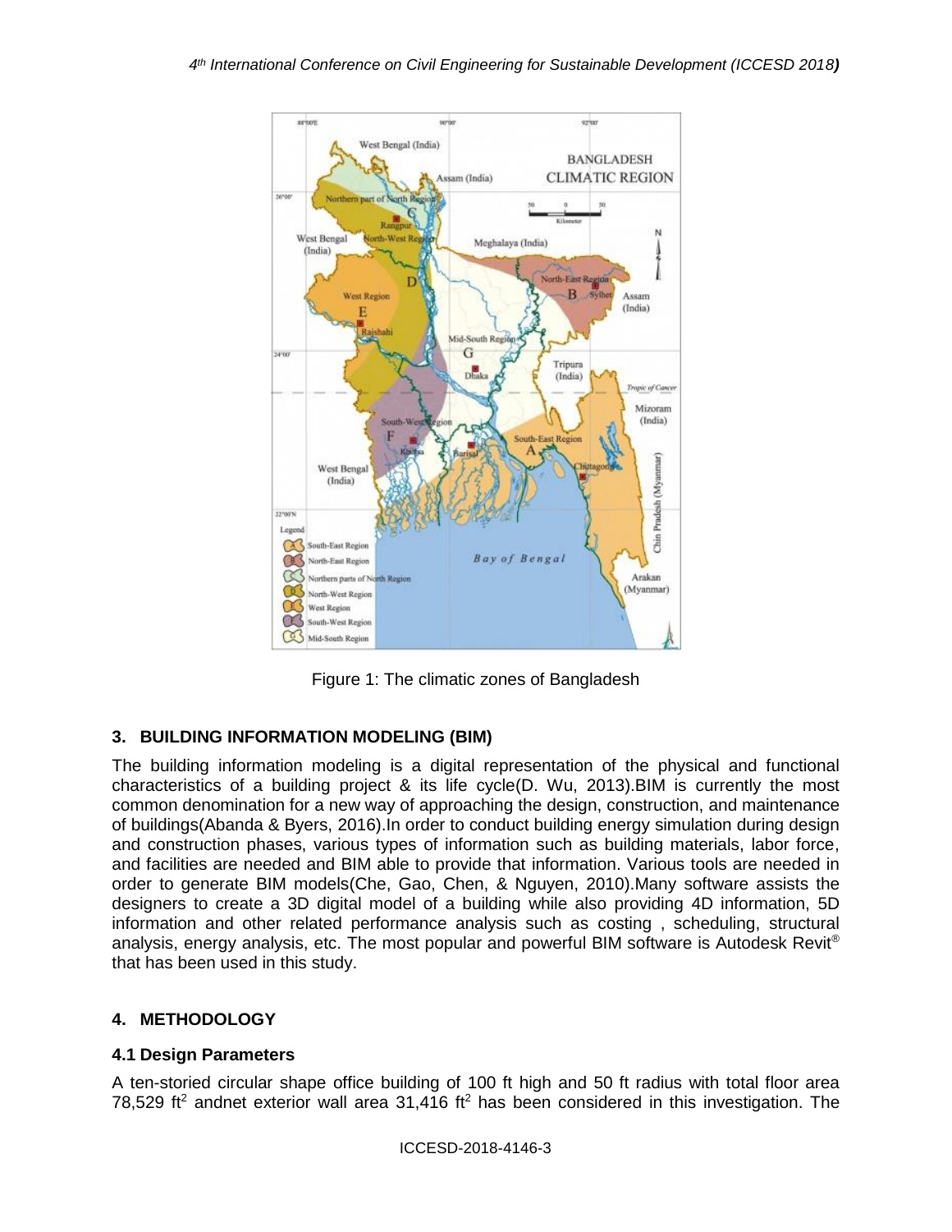Figure 1: The climatic zones of Bangladesh

## 3. BUILDING INFORMATION MODELING (BIM)

The building information modeling is a digital representation of the physical and functional characteristics of a building project & its life cycle(D. Wu, 2013).BIM is currently the most common denomination for a new way of approaching the design, construction, and maintenance of buildings(Abanda & Byers, 2016).In order to conduct building energy simulation during design and construction phases, various types of information such as building materials, labor force, and facilities are needed and BIM able to provide that information. Various tools are needed in order to generate BIM models(Che, Gao, Chen, & Nguyen, 2010).Many software assists the designers to create a 3D digital model of a building while also providing 4D information, 5D information and other related performance analysis such as costing , scheduling, structural analysis, energy analysis, etc. The most popular and powerful BIM software is Autodesk Revit® that has been used in this study.

## 4. METHODOLOGY

### 4.1 Design Parameters

A ten-storied circular shape office building of 100 ft high and 50 ft radius with total floor area 78,529 $ft^2$ andnet exterior wall area 31,416 $ft^2$ has been considered in this investigation. The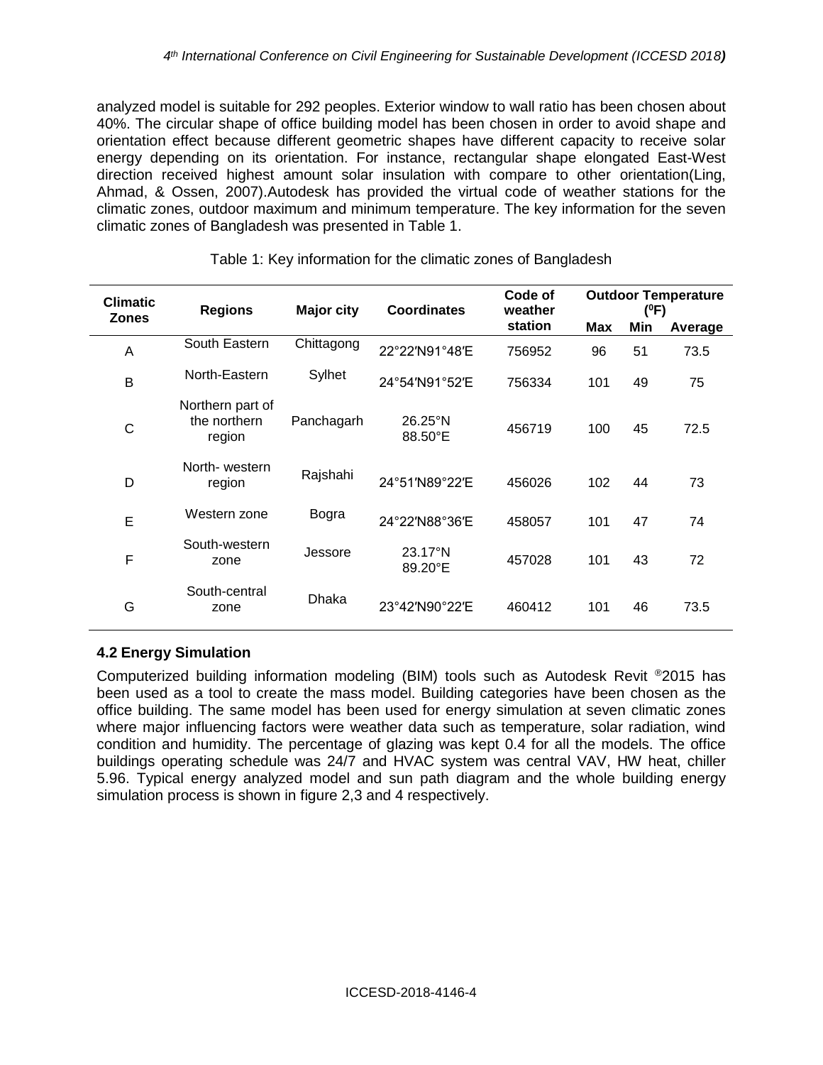analyzed model is suitable for 292 peoples. Exterior window to wall ratio has been chosen about 40%. The circular shape of office building model has been chosen in order to avoid shape and orientation effect because different geometric shapes have different capacity to receive solar energy depending on its orientation. For instance, rectangular shape elongated East-West direction received highest amount solar insulation with compare to other orientation(Ling, Ahmad, & Ossen, 2007).Autodesk has provided the virtual code of weather stations for the climatic zones, outdoor maximum and minimum temperature. The key information for the seven climatic zones of Bangladesh was presented in Table 1.

Table 1: Key information for the climatic zones of Bangladesh

| Climatic Zones | Regions | Major city | Coordinates | Code of weather station | Outdoor Temperature ($^0$F) | | |
|---|---|---|---|---|---|---|---|
| | | | | | Max | Min | Average |
| A | South Eastern | Chittagong | 22°22′N91°48′E | 756952 | 96 | 51 | 73.5 |
| B | North-Eastern | Sylhet | 24°54′N91°52′E | 756334 | 101 | 49 | 75 |
| C | Northern part of the northern region | Panchagarh | 26.25°N 88.50°E | 456719 | 100 | 45 | 72.5 |
| D | North- western region | Rajshahi | 24°51′N89°22′E | 456026 | 102 | 44 | 73 |
| E | Western zone | Bogra | 24°22′N88°36′E | 458057 | 101 | 47 | 74 |
| F | South-western zone | Jessore | 23.17°N 89.20°E | 457028 | 101 | 43 | 72 |
| G | South-central zone | Dhaka | 23°42′N90°22′E | 460412 | 101 | 46 | 73.5 |

### 4.2 Energy Simulation

Computerized building information modeling (BIM) tools such as Autodesk Revit ®2015 has been used as a tool to create the mass model. Building categories have been chosen as the office building. The same model has been used for energy simulation at seven climatic zones where major influencing factors were weather data such as temperature, solar radiation, wind condition and humidity. The percentage of glazing was kept 0.4 for all the models. The office buildings operating schedule was 24/7 and HVAC system was central VAV, HW heat, chiller 5.96. Typical energy analyzed model and sun path diagram and the whole building energy simulation process is shown in figure 2,3 and 4 respectively.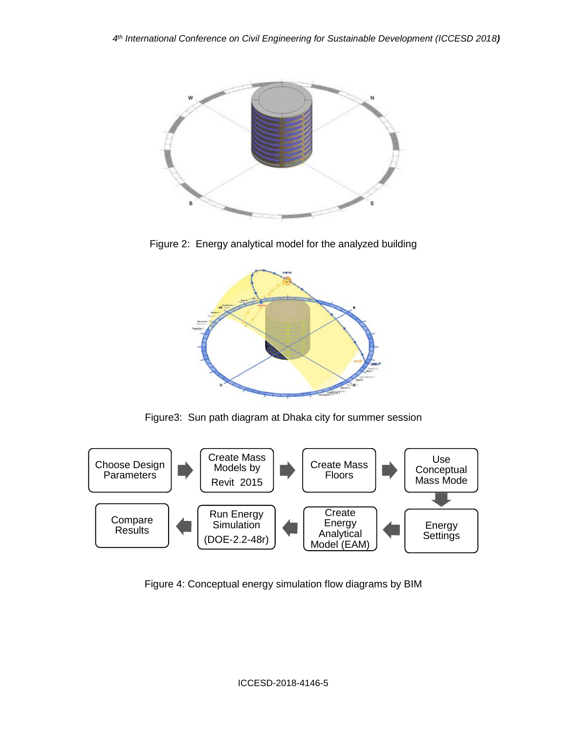Figure 2: Energy analytical model for the analyzed building

Figure3: Sun path diagram at Dhaka city for summer session

Figure 4: Conceptual energy simulation flow diagrams by BIM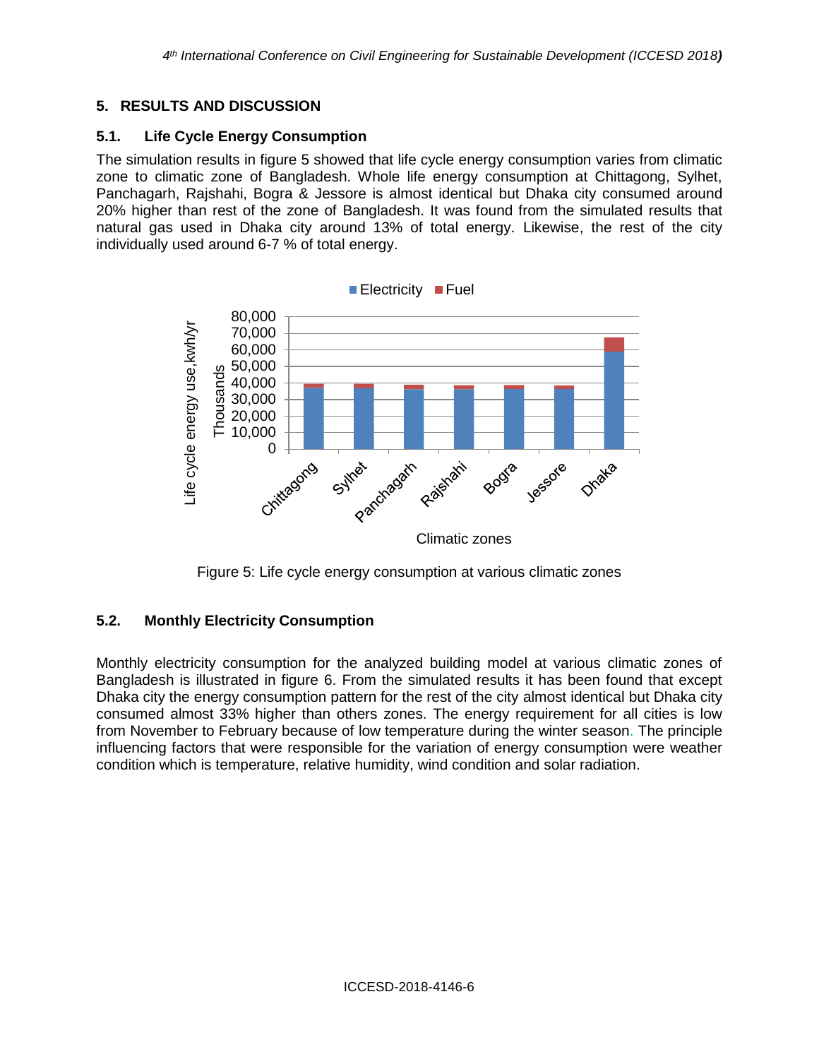## 5. RESULTS AND DISCUSSION

### 5.1. Life Cycle Energy Consumption

The simulation results in figure 5 showed that life cycle energy consumption varies from climatic zone to climatic zone of Bangladesh. Whole life energy consumption at Chittagong, Sylhet, Panchagarh, Rajshahi, Bogra & Jessore is almost identical but Dhaka city consumed around 20% higher than rest of the zone of Bangladesh. It was found from the simulated results that natural gas used in Dhaka city around 13% of total energy. Likewise, the rest of the city individually used around 6-7 % of total energy.

Figure 5: Life cycle energy consumption at various climatic zones

### 5.2. Monthly Electricity Consumption

Monthly electricity consumption for the analyzed building model at various climatic zones of Bangladesh is illustrated in figure 6. From the simulated results it has been found that except Dhaka city the energy consumption pattern for the rest of the city almost identical but Dhaka city consumed almost 33% higher than others zones. The energy requirement for all cities is low from November to February because of low temperature during the winter season. The principle influencing factors that were responsible for the variation of energy consumption were weather condition which is temperature, relative humidity, wind condition and solar radiation.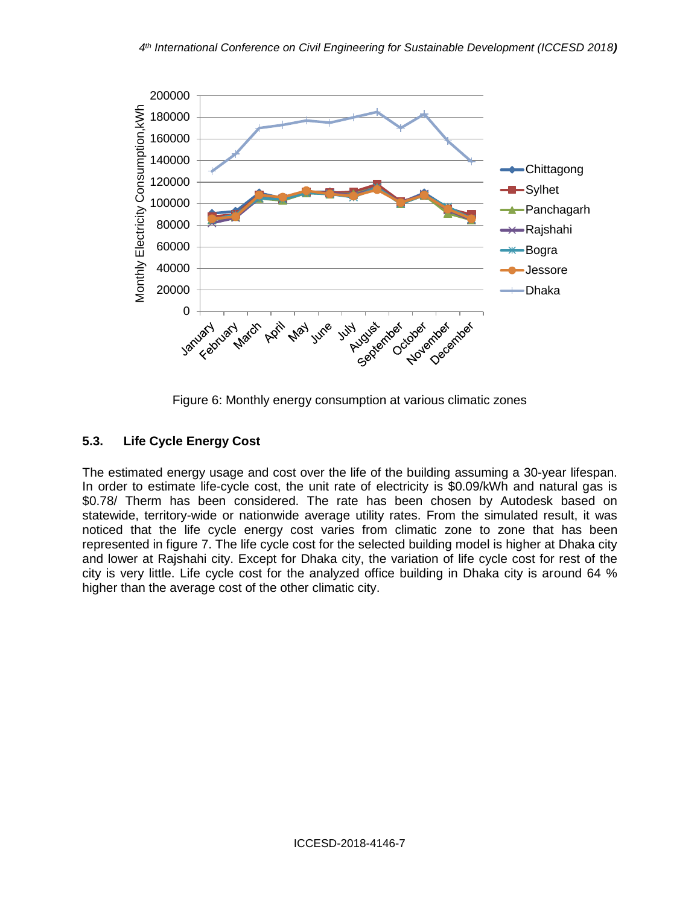Figure 6: Monthly energy consumption at various climatic zones

### 5.3. Life Cycle Energy Cost

The estimated energy usage and cost over the life of the building assuming a 30-year lifespan. In order to estimate life-cycle cost, the unit rate of electricity is $0.09/kWh and natural gas is $0.78/ Therm has been considered. The rate has been chosen by Autodesk based on statewide, territory-wide or nationwide average utility rates. From the simulated result, it was noticed that the life cycle energy cost varies from climatic zone to zone that has been represented in figure 7. The life cycle cost for the selected building model is higher at Dhaka city and lower at Rajshahi city. Except for Dhaka city, the variation of life cycle cost for rest of the city is very little. Life cycle cost for the analyzed office building in Dhaka city is around 64 % higher than the average cost of the other climatic city.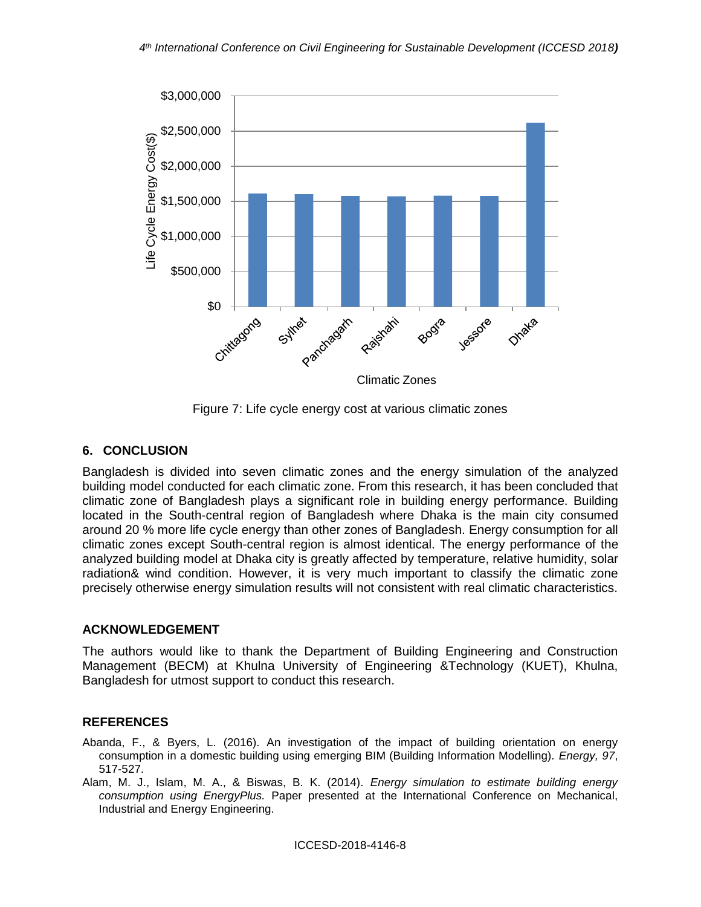Figure 7: Life cycle energy cost at various climatic zones

## 6. CONCLUSION

Bangladesh is divided into seven climatic zones and the energy simulation of the analyzed building model conducted for each climatic zone. From this research, it has been concluded that climatic zone of Bangladesh plays a significant role in building energy performance. Building located in the South-central region of Bangladesh where Dhaka is the main city consumed around 20 % more life cycle energy than other zones of Bangladesh. Energy consumption for all climatic zones except South-central region is almost identical. The energy performance of the analyzed building model at Dhaka city is greatly affected by temperature, relative humidity, solar radiation& wind condition. However, it is very much important to classify the climatic zone precisely otherwise energy simulation results will not consistent with real climatic characteristics.

## ACKNOWLEDGEMENT

The authors would like to thank the Department of Building Engineering and Construction Management (BECM) at Khulna University of Engineering &Technology (KUET), Khulna, Bangladesh for utmost support to conduct this research.

## REFERENCES

Abanda, F., & Byers, L. (2016). An investigation of the impact of building orientation on energy consumption in a domestic building using emerging BIM (Building Information Modelling). *Energy, 97*, 517-527.

Alam, M. J., Islam, M. A., & Biswas, B. K. (2014). *Energy simulation to estimate building energy consumption using EnergyPlus.* Paper presented at the International Conference on Mechanical, Industrial and Energy Engineering.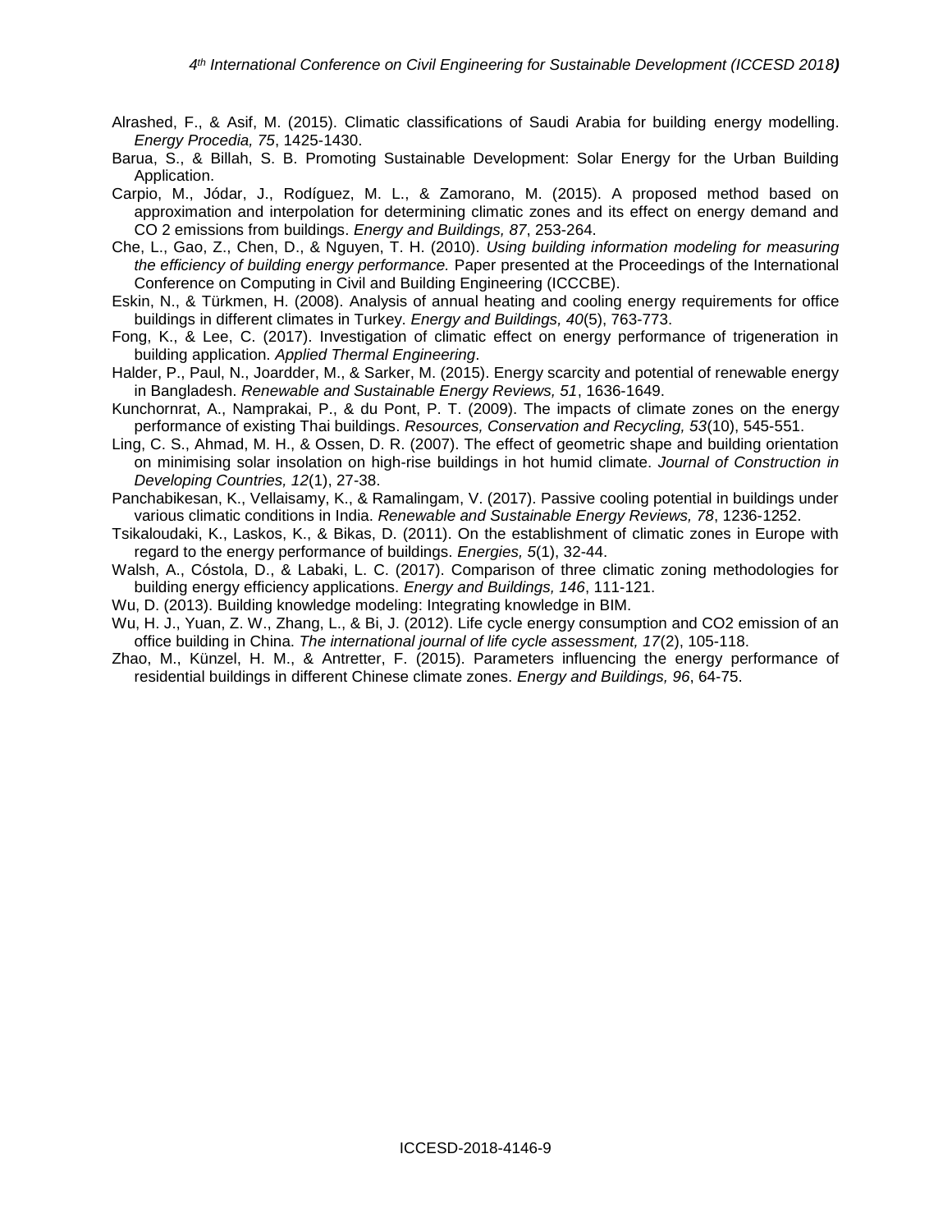Alrashed, F., & Asif, M. (2015). Climatic classifications of Saudi Arabia for building energy modelling. *Energy Procedia, 75*, 1425-1430.

Barua, S., & Billah, S. B. Promoting Sustainable Development: Solar Energy for the Urban Building Application.

Carpio, M., Jódar, J., Rodíguez, M. L., & Zamorano, M. (2015). A proposed method based on approximation and interpolation for determining climatic zones and its effect on energy demand and CO 2 emissions from buildings. *Energy and Buildings, 87*, 253-264.

Che, L., Gao, Z., Chen, D., & Nguyen, T. H. (2010). *Using building information modeling for measuring the efficiency of building energy performance.* Paper presented at the Proceedings of the International Conference on Computing in Civil and Building Engineering (ICCCBE).

Eskin, N., & Türkmen, H. (2008). Analysis of annual heating and cooling energy requirements for office buildings in different climates in Turkey. *Energy and Buildings, 40*(5), 763-773.

Fong, K., & Lee, C. (2017). Investigation of climatic effect on energy performance of trigeneration in building application. *Applied Thermal Engineering*.

Halder, P., Paul, N., Joardder, M., & Sarker, M. (2015). Energy scarcity and potential of renewable energy in Bangladesh. *Renewable and Sustainable Energy Reviews, 51*, 1636-1649.

Kunchornrat, A., Namprakai, P., & du Pont, P. T. (2009). The impacts of climate zones on the energy performance of existing Thai buildings. *Resources, Conservation and Recycling, 53*(10), 545-551.

Ling, C. S., Ahmad, M. H., & Ossen, D. R. (2007). The effect of geometric shape and building orientation on minimising solar insolation on high-rise buildings in hot humid climate. *Journal of Construction in Developing Countries, 12*(1), 27-38.

Panchabikesan, K., Vellaisamy, K., & Ramalingam, V. (2017). Passive cooling potential in buildings under various climatic conditions in India. *Renewable and Sustainable Energy Reviews, 78*, 1236-1252.

Tsikaloudaki, K., Laskos, K., & Bikas, D. (2011). On the establishment of climatic zones in Europe with regard to the energy performance of buildings. *Energies, 5*(1), 32-44.

Walsh, A., Cóstola, D., & Labaki, L. C. (2017). Comparison of three climatic zoning methodologies for building energy efficiency applications. *Energy and Buildings, 146*, 111-121.

Wu, D. (2013). Building knowledge modeling: Integrating knowledge in BIM.

Wu, H. J., Yuan, Z. W., Zhang, L., & Bi, J. (2012). Life cycle energy consumption and CO2 emission of an office building in China. *The international journal of life cycle assessment, 17*(2), 105-118.

Zhao, M., Künzel, H. M., & Antretter, F. (2015). Parameters influencing the energy performance of residential buildings in different Chinese climate zones. *Energy and Buildings, 96*, 64-75.